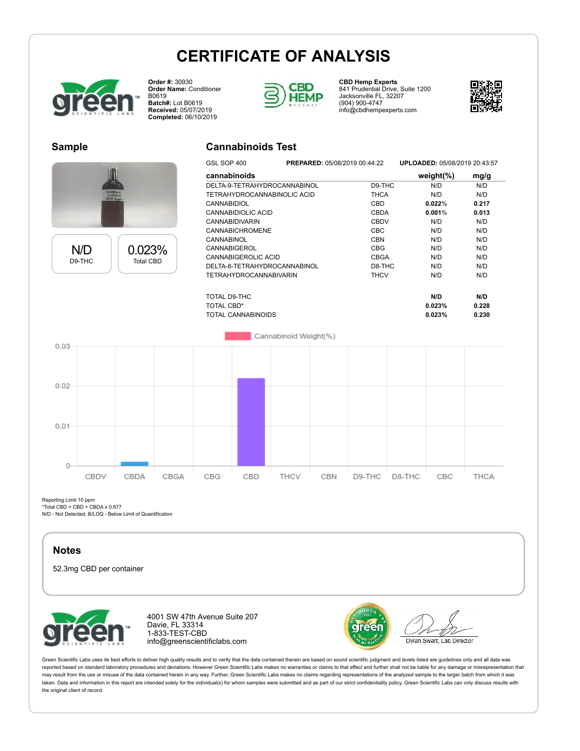# CERTIFICATE OF ANALYSIS

**Order #:** 30930
**Order Name:** Conditioner B0619
**Batch#:** Lot B0619
**Received:** 05/07/2019
**Completed:** 06/10/2019

**CBD Hemp Experts**
841 Prudential Drive, Suite 1200
Jacksonville FL, 32207
(904) 900-4747
info@cbdhempexperts.com

## Sample

| N/D | 0.023% |
|---|---|
| D9-THC | Total CBD |

## Cannabinoids Test

GSL SOP 400 **PREPARED:** 05/08/2019 00:44:22 **UPLOADED:** 05/08/2019 20:43:57

| cannabinoids | | weight(%) | mg/g |
|---|---|---|---|
| DELTA-9-TETRAHYDROCANNABINOL | D9-THC | N/D | N/D |
| TETRAHYDROCANNABINOLIC ACID | THCA | N/D | N/D |
| CANNABIDIOL | CBD | **0.022**% | **0.217** |
| CANNABIDIOLIC ACID | CBDA | **0.001**% | **0.013** |
| CANNABIDIVARIN | CBDV | N/D | N/D |
| CANNABICHROMENE | CBC | N/D | N/D |
| CANNABINOL | CBN | N/D | N/D |
| CANNABIGEROL | CBG | N/D | N/D |
| CANNABIGEROLIC ACID | CBGA | N/D | N/D |
| DELTA-8-TETRAHYDROCANNABINOL | D8-THC | N/D | N/D |
| TETRAHYDROCANNABIVARIN | THCV | N/D | N/D |
| TOTAL D9-THC | | **N/D** | **N/D** |
| TOTAL CBD* | | **0.023%** | **0.228** |
| TOTAL CANNABINOIDS | | **0.023%** | **0.230** |

Reporting Limit 10 ppm
*Total CBD = CBD + CBDA x 0.877
N/D - Not Detected, B/LOQ - Below Limit of Quantification

## Notes

52.3mg CBD per container

4001 SW 47th Avenue Suite 207
Davie, FL 33314
1-833-TEST-CBD
info@greenscientificlabs.com

Dylan Swart, Lab Director

Green Scientific Labs uses its best efforts to deliver high quality results and to verify that the data contained therein are based on sound scientific judgment and levels listed are guidelines only and all data was reported based on standard laboratory procedures and deviations. However Green Scientific Labs makes no warranties or claims to that effect and further shall not be liable for any damage or misrepresentation that may result from the use or misuse of the data contained herein in any way. Further, Green Scientific Labs makes no claims regarding representations of the analyzed sample to the larger batch from which it was taken. Data and information in this report are intended solely for the individual(s) for whom samples were submitted and as part of our strict confidentiality policy, Green Scientific Labs can only discuss results with the original client of record.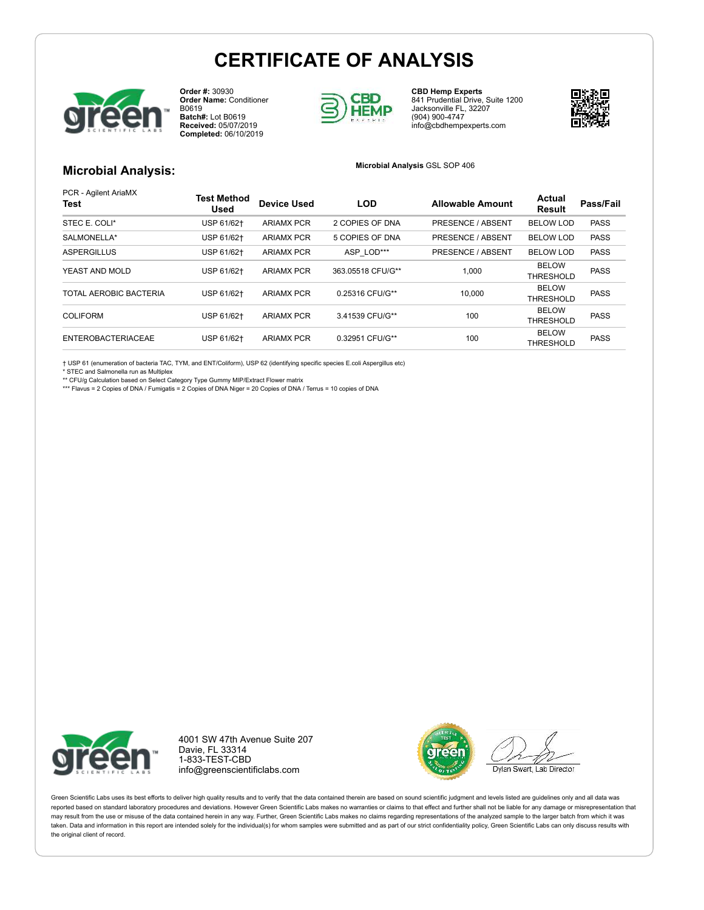# CERTIFICATE OF ANALYSIS

**Order #:** 30930
**Order Name:** Conditioner B0619
**Batch#:** Lot B0619
**Received:** 05/07/2019
**Completed:** 06/10/2019

**CBD Hemp Experts**
841 Prudential Drive, Suite 1200
Jacksonville FL, 32207
(904) 900-4747
info@cbdhempexperts.com

## Microbial Analysis:

**Microbial Analysis** GSL SOP 406

PCR - Agilent AriaMX

| Test | Test Method Used | Device Used | LOD | Allowable Amount | Actual Result | Pass/Fail |
|---|---|---|---|---|---|---|
| STEC E. COLI* | USP 61/62† | ARIAMX PCR | 2 COPIES OF DNA | PRESENCE / ABSENT | BELOW LOD | PASS |
| SALMONELLA* | USP 61/62† | ARIAMX PCR | 5 COPIES OF DNA | PRESENCE / ABSENT | BELOW LOD | PASS |
| ASPERGILLUS | USP 61/62† | ARIAMX PCR | ASP_LOD*** | PRESENCE / ABSENT | BELOW LOD | PASS |
| YEAST AND MOLD | USP 61/62† | ARIAMX PCR | 363.05518 CFU/G** | 1,000 | BELOW THRESHOLD | PASS |
| TOTAL AEROBIC BACTERIA | USP 61/62† | ARIAMX PCR | 0.25316 CFU/G** | 10,000 | BELOW THRESHOLD | PASS |
| COLIFORM | USP 61/62† | ARIAMX PCR | 3.41539 CFU/G** | 100 | BELOW THRESHOLD | PASS |
| ENTEROBACTERIACEAE | USP 61/62† | ARIAMX PCR | 0.32951 CFU/G** | 100 | BELOW THRESHOLD | PASS |

† USP 61 (enumeration of bacteria TAC, TYM, and ENT/Coliform), USP 62 (identifying specific species E.coli Aspergillus etc)
* STEC and Salmonella run as Multiplex
** CFU/g Calculation based on Select Category Type Gummy MIP/Extract Flower matrix
*** Flavus = 2 Copies of DNA / Fumigatis = 2 Copies of DNA Niger = 20 Copies of DNA / Terrus = 10 copies of DNA

4001 SW 47th Avenue Suite 207
Davie, FL 33314
1-833-TEST-CBD
info@greenscientificlabs.com

Dylan Swart, Lab Director

Green Scientific Labs uses its best efforts to deliver high quality results and to verify that the data contained therein are based on sound scientific judgment and levels listed are guidelines only and all data was reported based on standard laboratory procedures and deviations. However Green Scientific Labs makes no warranties or claims to that effect and further shall not be liable for any damage or misrepresentation that may result from the use or misuse of the data contained herein in any way. Further, Green Scientific Labs makes no claims regarding representations of the analyzed sample to the larger batch from which it was taken. Data and information in this report are intended solely for the individual(s) for whom samples were submitted and as part of our strict confidentiality policy, Green Scientific Labs can only discuss results with the original client of record.